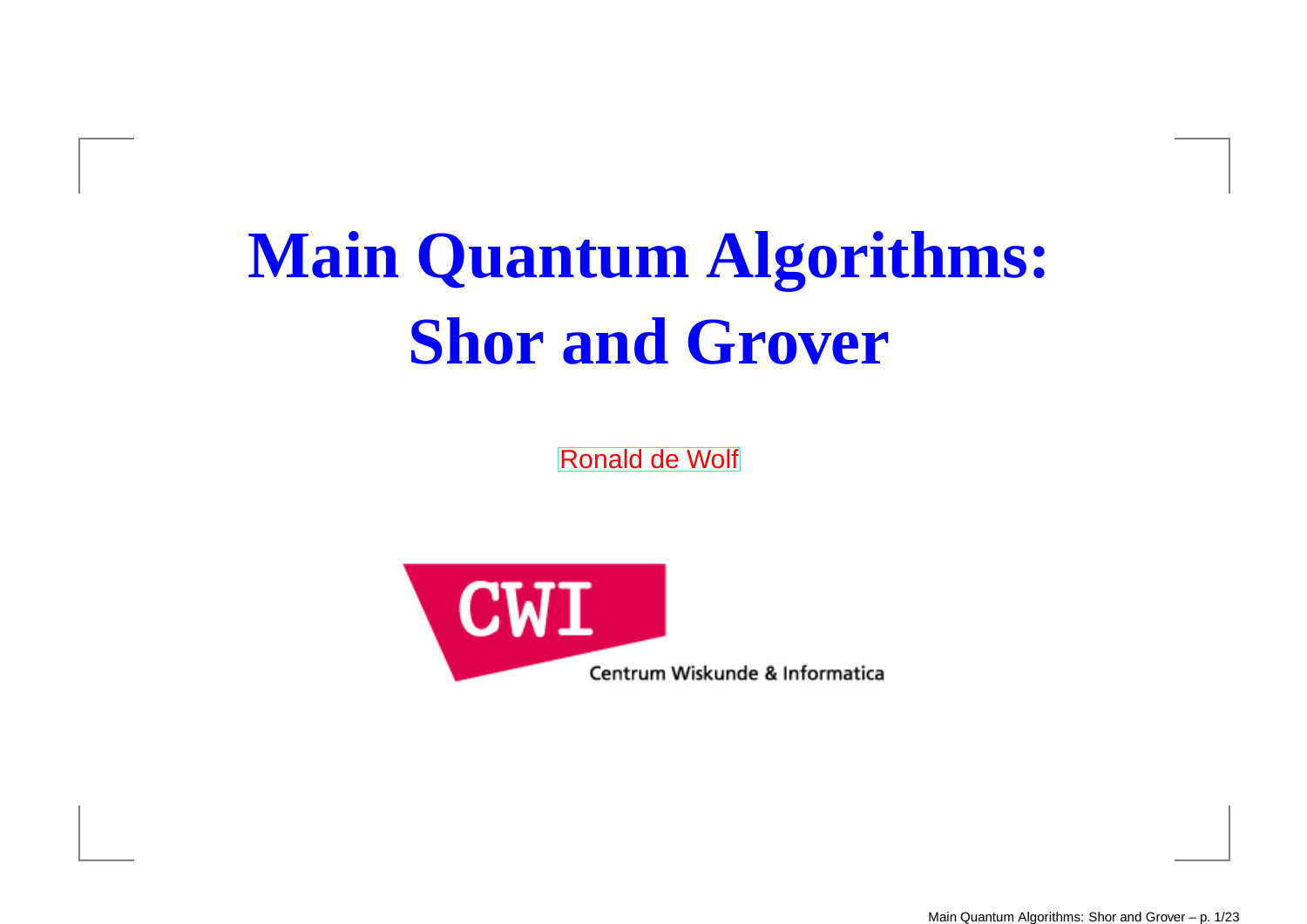# Main Quantum Algorithms: Shor and Grover

Ronald de Wolf

CWI

Centrum Wiskunde & Informatica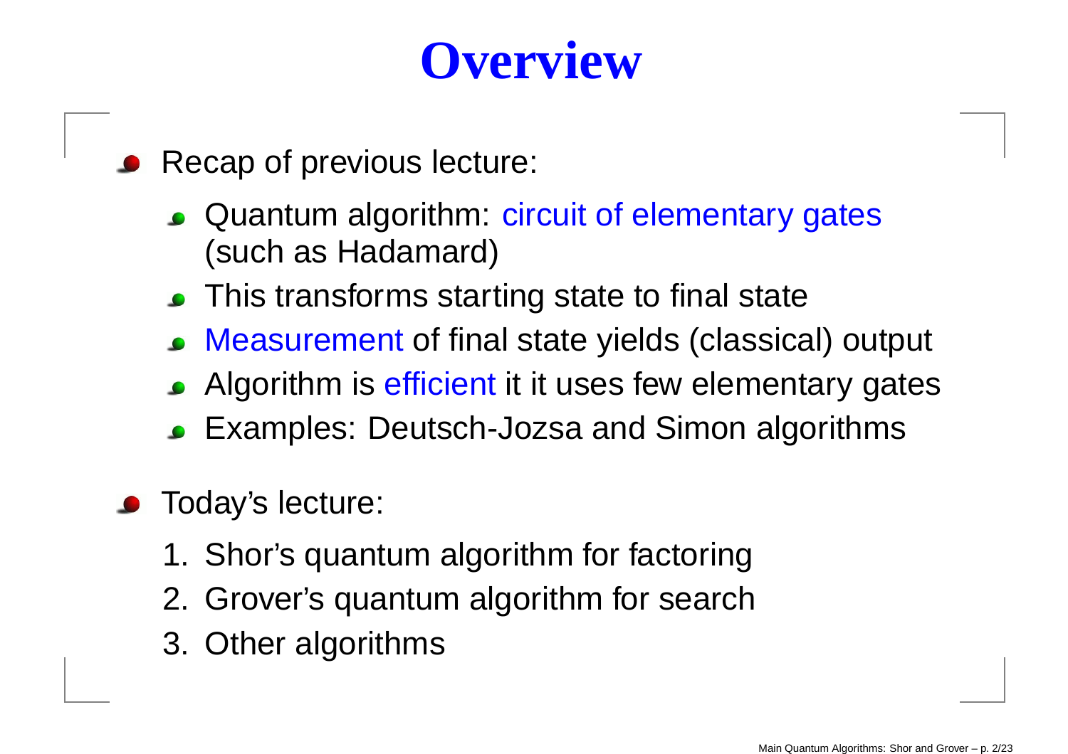# Overview

- Recap of previous lecture:
  - Quantum algorithm: circuit of elementary gates (such as Hadamard)
  - This transforms starting state to final state
  - Measurement of final state yields (classical) output
  - Algorithm is efficient it it uses few elementary gates
  - Examples: Deutsch-Jozsa and Simon algorithms
- Today's lecture:
  1. Shor's quantum algorithm for factoring
  2. Grover's quantum algorithm for search
  3. Other algorithms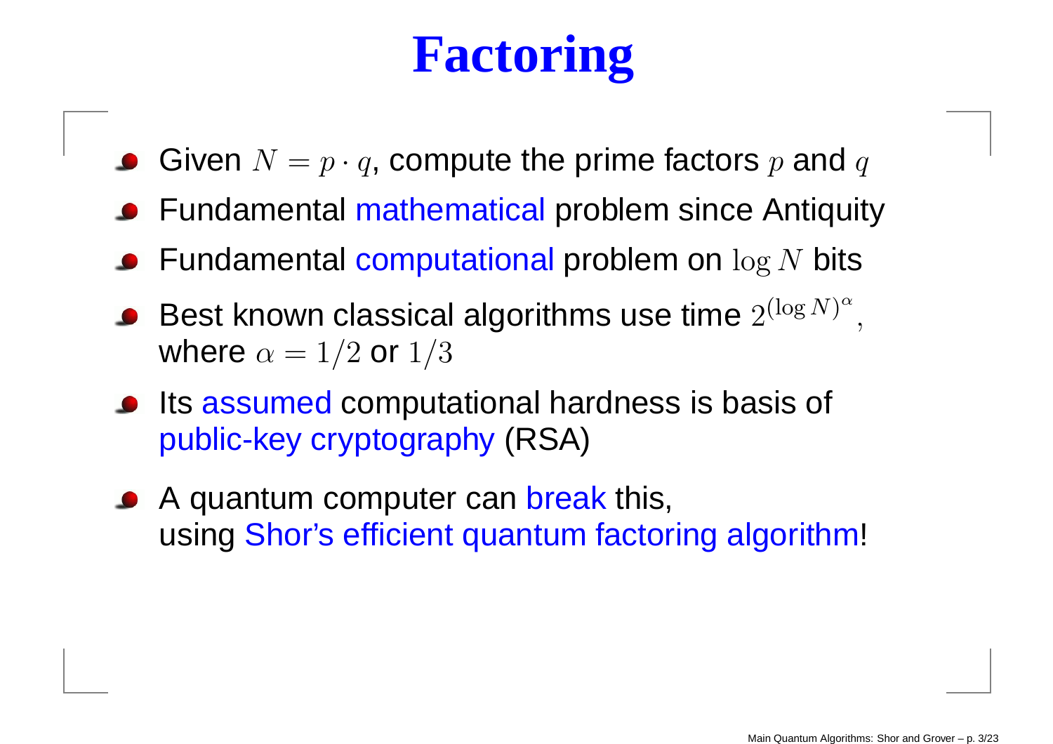# Factoring

- Given $N = p \cdot q$, compute the prime factors $p$ and $q$
- Fundamental mathematical problem since Antiquity
- Fundamental computational problem on $\log N$ bits
- Best known classical algorithms use time $2^{(\log N)^\alpha}$, where $\alpha = 1/2$ or $1/3$
- Its assumed computational hardness is basis of public-key cryptography (RSA)
- A quantum computer can break this, using Shor's efficient quantum factoring algorithm!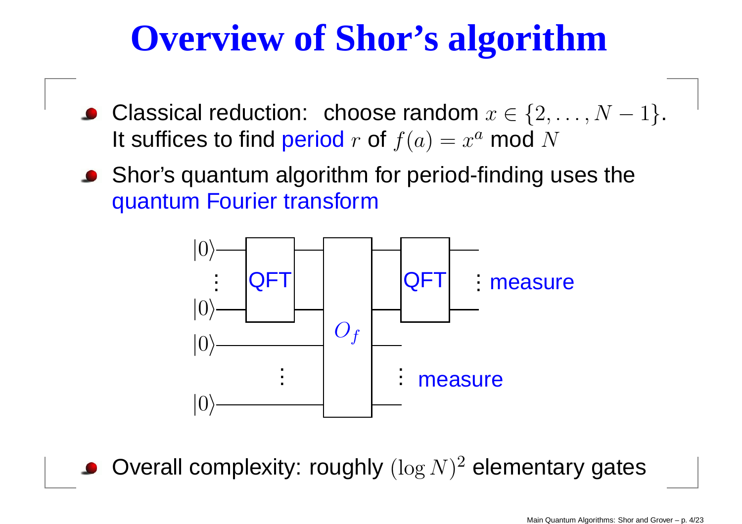# Overview of Shor's algorithm

- Classical reduction: choose random $x \in \{2, \ldots, N-1\}$. It suffices to find period $r$ of $f(a) = x^a \bmod N$
- Shor's quantum algorithm for period-finding uses the quantum Fourier transform

$|0\rangle$ ⋮ $|0\rangle$ — QFT — $O_f$ — QFT — ⋮ measure

$|0\rangle$ ⋮ $|0\rangle$ — $O_f$ — ⋮ measure

- Overall complexity: roughly $(\log N)^2$ elementary gates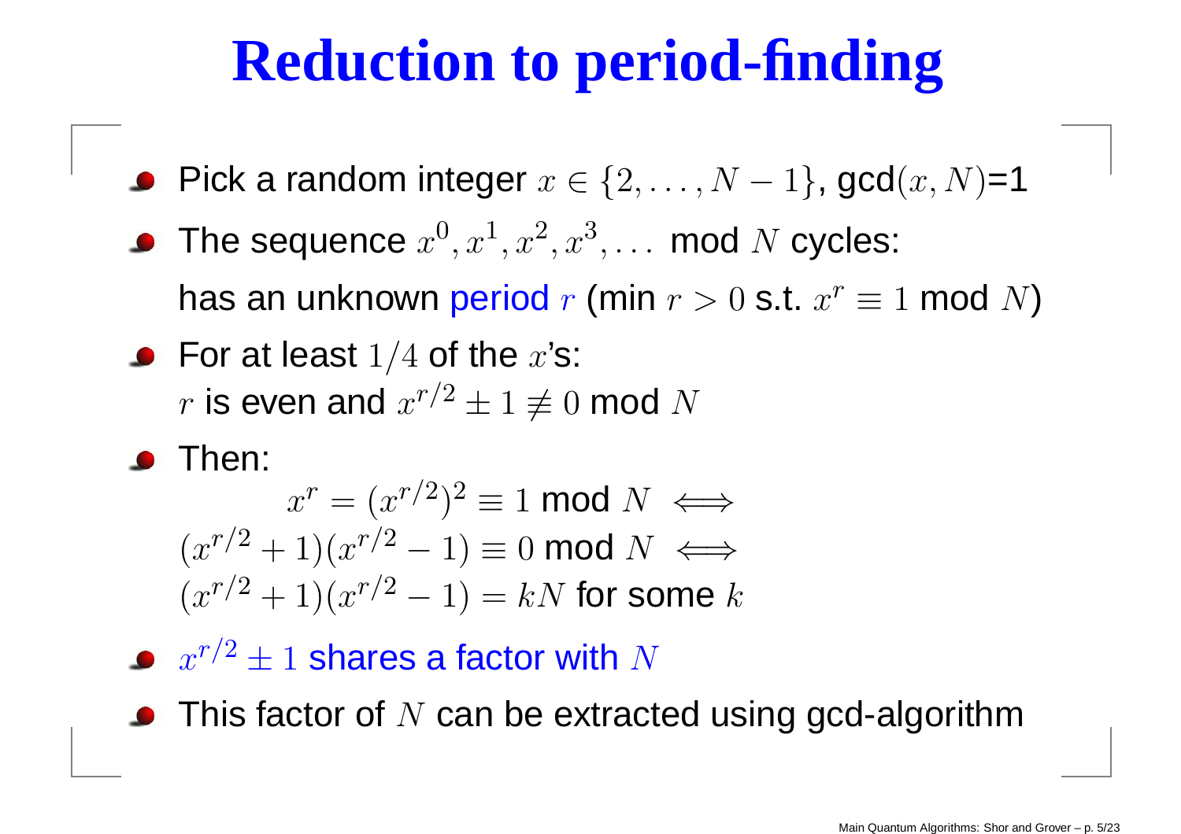# Reduction to period-finding

- Pick a random integer $x \in \{2, \ldots, N-1\}$, gcd$(x, N)$=1
- The sequence $x^0, x^1, x^2, x^3, \ldots$ mod $N$ cycles:

  has an unknown period $r$ (min $r > 0$ s.t. $x^r \equiv 1$ mod $N$)
- For at least $1/4$ of the $x$'s:

  $r$ is even and $x^{r/2} \pm 1 \not\equiv 0$ mod $N$
- Then:

$$x^r = (x^{r/2})^2 \equiv 1 \text{ mod } N \iff$$

$$(x^{r/2} + 1)(x^{r/2} - 1) \equiv 0 \text{ mod } N \iff$$

$$(x^{r/2} + 1)(x^{r/2} - 1) = kN \text{ for some } k$$

- $x^{r/2} \pm 1$ shares a factor with $N$
- This factor of $N$ can be extracted using gcd-algorithm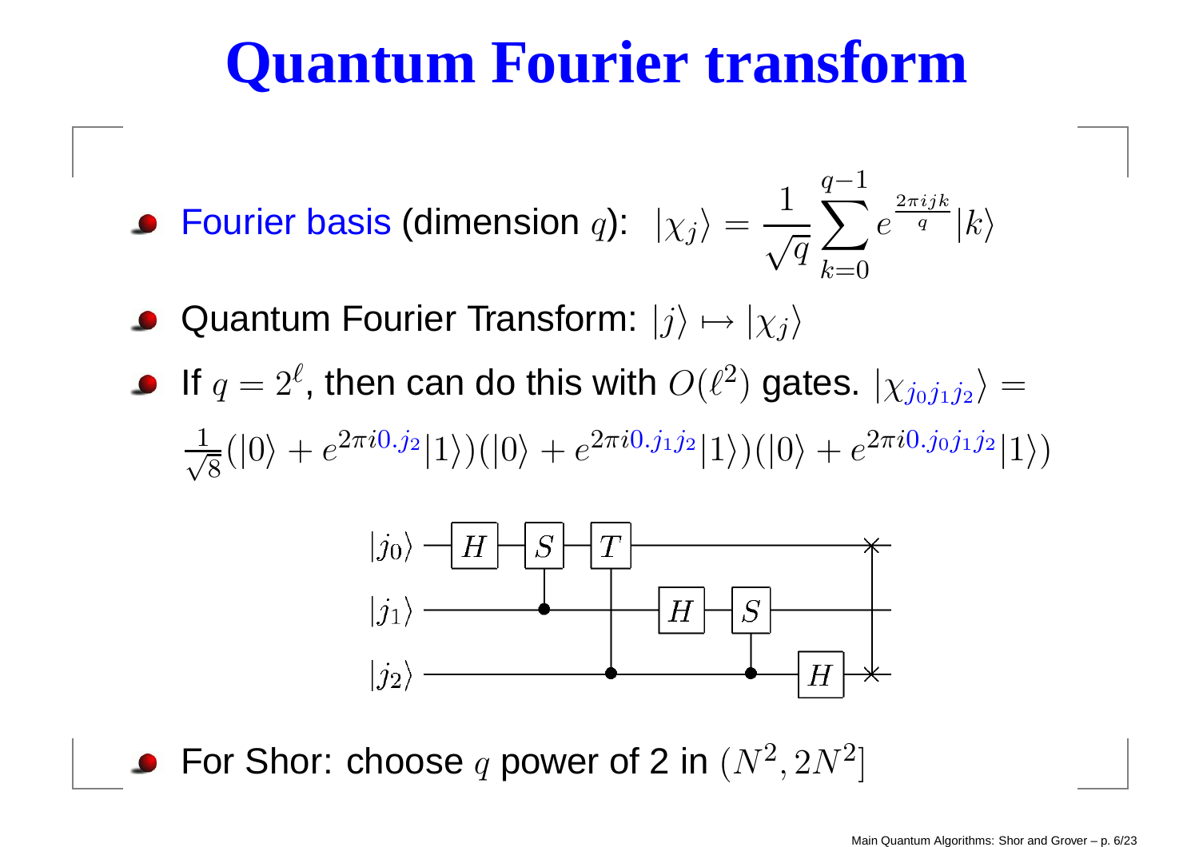# Quantum Fourier transform

- Fourier basis (dimension $q$): $|\chi_j\rangle = \frac{1}{\sqrt{q}} \sum_{k=0}^{q-1} e^{\frac{2\pi i j k}{q}} |k\rangle$
- Quantum Fourier Transform: $|j\rangle \mapsto |\chi_j\rangle$
- If $q = 2^\ell$, then can do this with $O(\ell^2)$ gates. $|\chi_{j_0 j_1 j_2}\rangle = \frac{1}{\sqrt{8}}(|0\rangle + e^{2\pi i 0.j_2}|1\rangle)(|0\rangle + e^{2\pi i 0.j_1 j_2}|1\rangle)(|0\rangle + e^{2\pi i 0.j_0 j_1 j_2}|1\rangle)$
- For Shor: choose $q$ power of 2 in $(N^2, 2N^2]$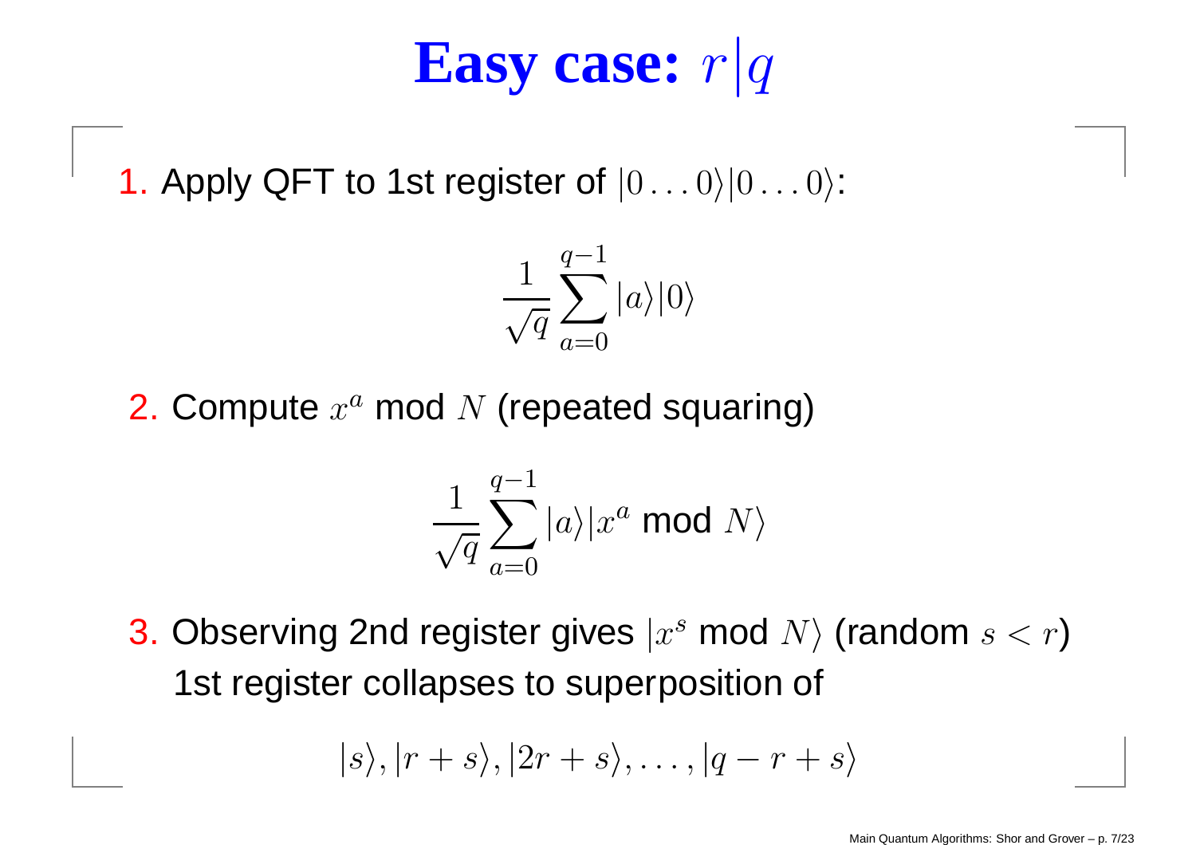# Easy case: $r|q$

1. Apply QFT to 1st register of $|0\ldots0\rangle|0\ldots0\rangle$:

$$\frac{1}{\sqrt{q}}\sum_{a=0}^{q-1}|a\rangle|0\rangle$$

2. Compute $x^a$ mod $N$ (repeated squaring)

$$\frac{1}{\sqrt{q}}\sum_{a=0}^{q-1}|a\rangle|x^a \text{ mod } N\rangle$$

3. Observing 2nd register gives $|x^s \text{ mod } N\rangle$ (random $s < r$)
   1st register collapses to superposition of

$$|s\rangle, |r+s\rangle, |2r+s\rangle, \ldots, |q-r+s\rangle$$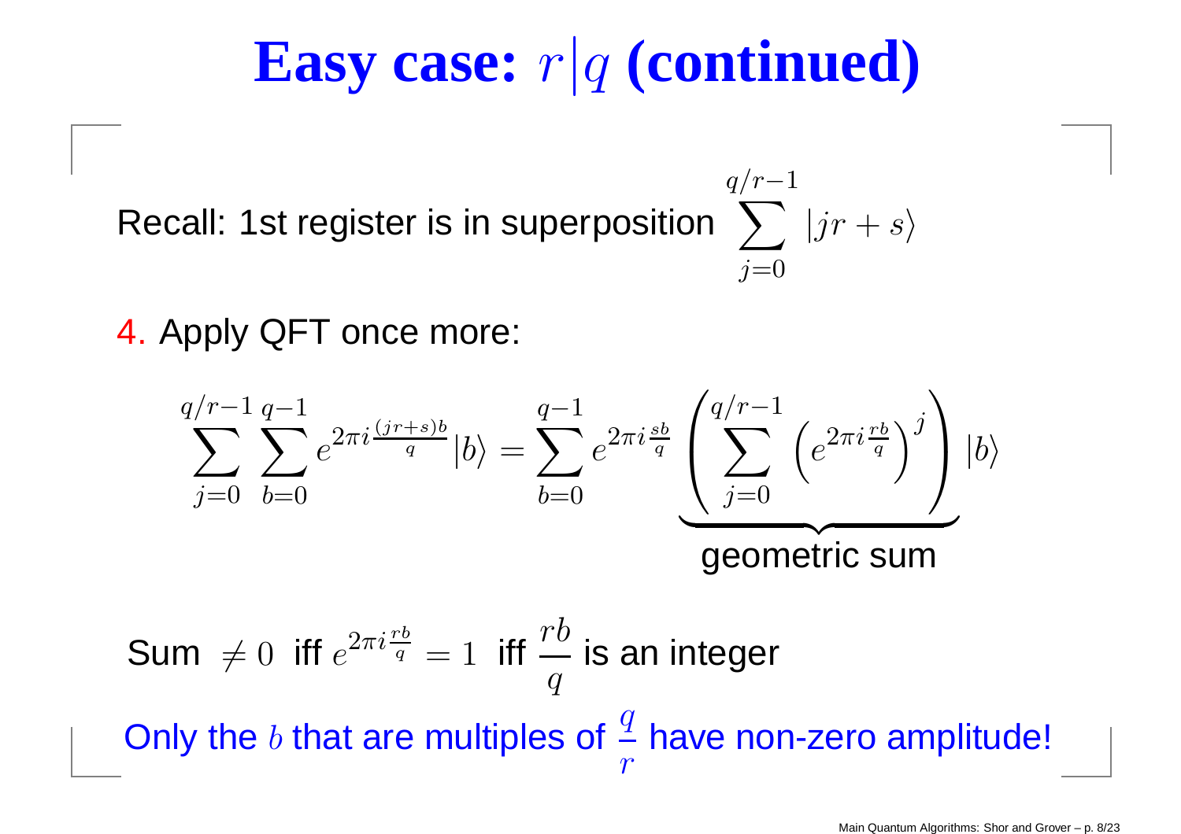# Easy case: $r|q$ (continued)

Recall: 1st register is in superposition $\displaystyle\sum_{j=0}^{q/r-1} |jr+s\rangle$

4. Apply QFT once more:

$$\sum_{j=0}^{q/r-1}\sum_{b=0}^{q-1} e^{2\pi i \frac{(jr+s)b}{q}}|b\rangle = \sum_{b=0}^{q-1} e^{2\pi i \frac{sb}{q}} \underbrace{\left(\sum_{j=0}^{q/r-1}\left(e^{2\pi i \frac{rb}{q}}\right)^j\right)}_{\text{geometric sum}} |b\rangle$$

Sum $\neq 0$ iff $e^{2\pi i \frac{rb}{q}} = 1$ iff $\dfrac{rb}{q}$ is an integer

Only the $b$ that are multiples of $\dfrac{q}{r}$ have non-zero amplitude!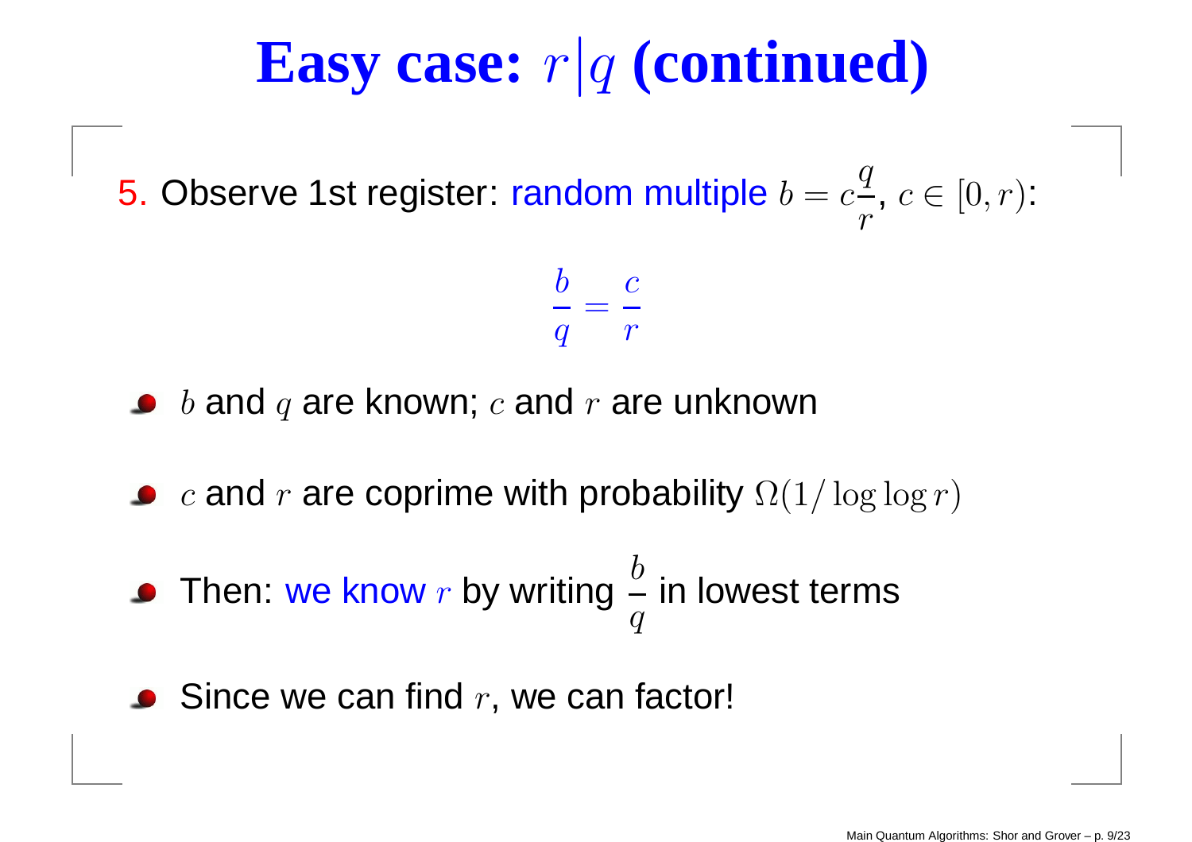# Easy case: $r|q$ (continued)

5. Observe 1st register: random multiple $b = c\frac{q}{r}$, $c \in [0, r)$:

$$\frac{b}{q} = \frac{c}{r}$$

- $b$ and $q$ are known; $c$ and $r$ are unknown
- $c$ and $r$ are coprime with probability $\Omega(1/\log\log r)$
- Then: we know $r$ by writing $\frac{b}{q}$ in lowest terms
- Since we can find $r$, we can factor!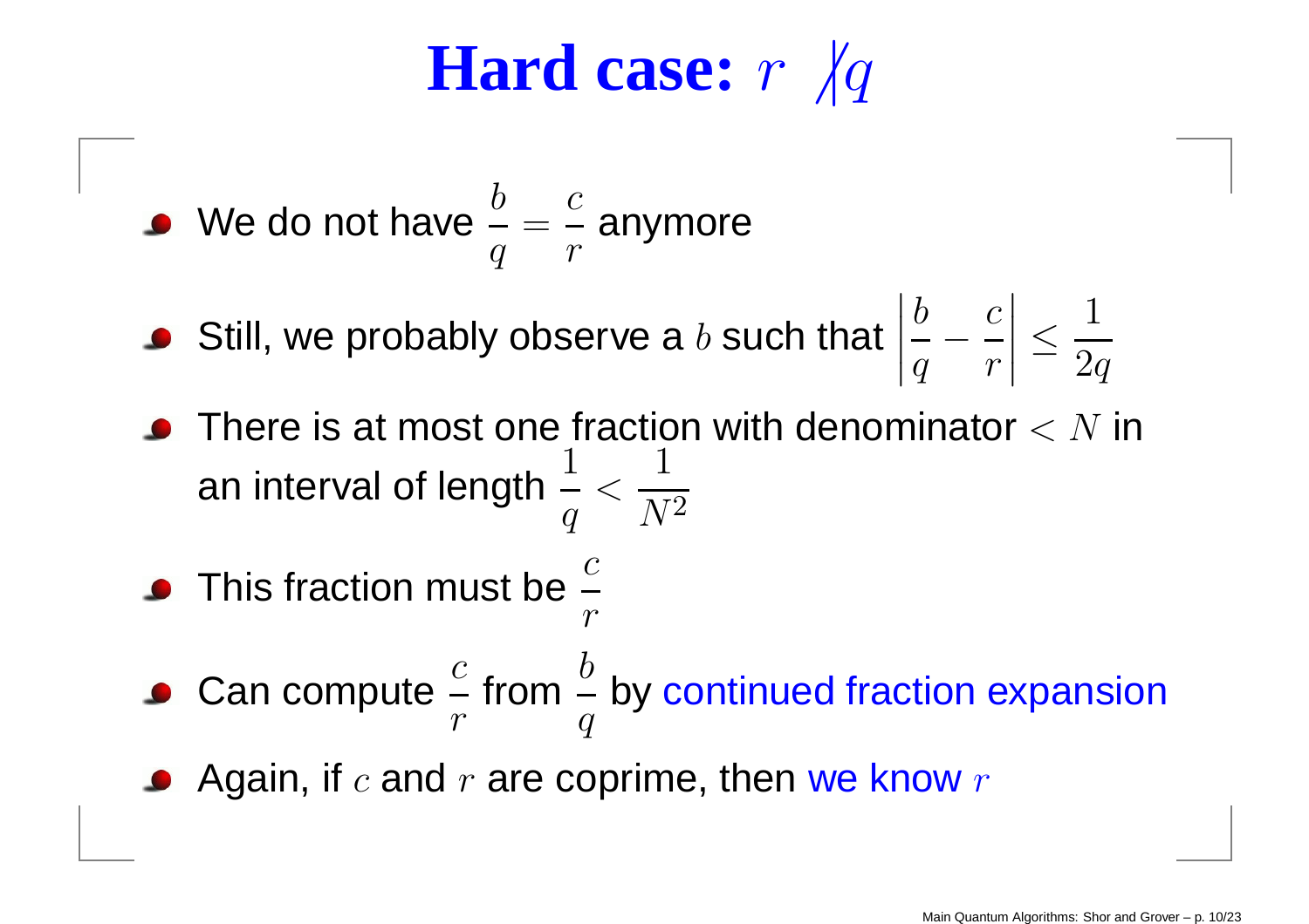# Hard case: $r \nmid q$

- We do not have $\frac{b}{q} = \frac{c}{r}$ anymore
- Still, we probably observe a $b$ such that $\left|\frac{b}{q} - \frac{c}{r}\right| \leq \frac{1}{2q}$
- There is at most one fraction with denominator $< N$ in an interval of length $\frac{1}{q} < \frac{1}{N^2}$
- This fraction must be $\frac{c}{r}$
- Can compute $\frac{c}{r}$ from $\frac{b}{q}$ by continued fraction expansion
- Again, if $c$ and $r$ are coprime, then we know $r$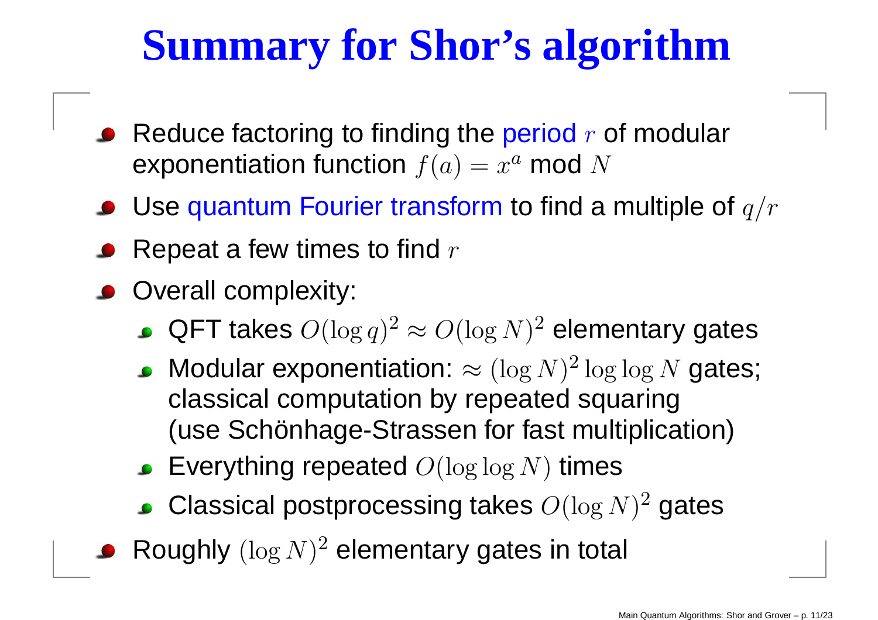# Summary for Shor's algorithm

- Reduce factoring to finding the period $r$ of modular exponentiation function $f(a) = x^a \bmod N$
- Use quantum Fourier transform to find a multiple of $q/r$
- Repeat a few times to find $r$
- Overall complexity:
  - QFT takes $O(\log q)^2 \approx O(\log N)^2$ elementary gates
  - Modular exponentiation: $\approx (\log N)^2 \log\log N$ gates; classical computation by repeated squaring (use Schönhage-Strassen for fast multiplication)
  - Everything repeated $O(\log\log N)$ times
  - Classical postprocessing takes $O(\log N)^2$ gates
- Roughly $(\log N)^2$ elementary gates in total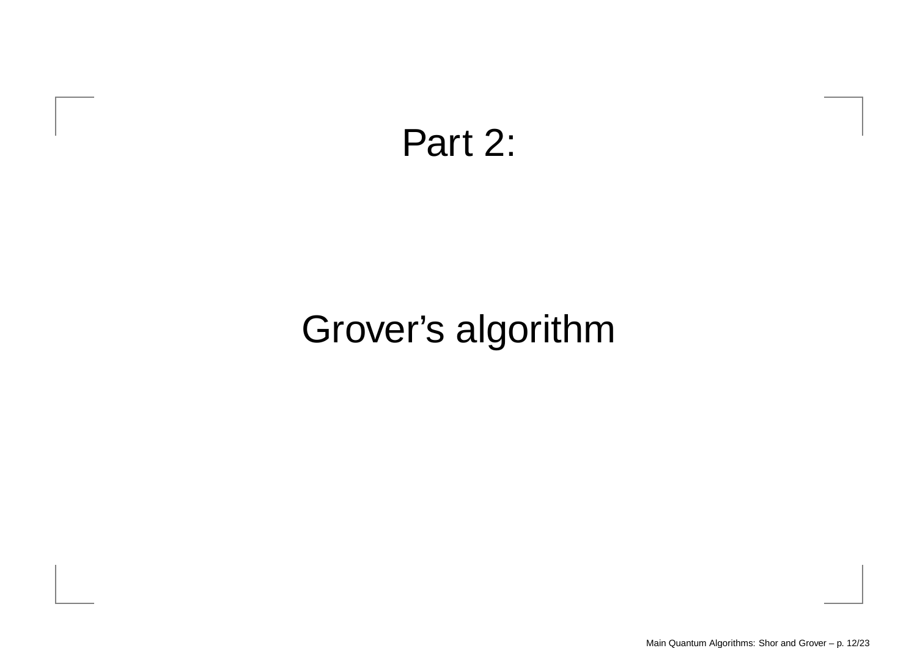# Part 2:

# Grover’s algorithm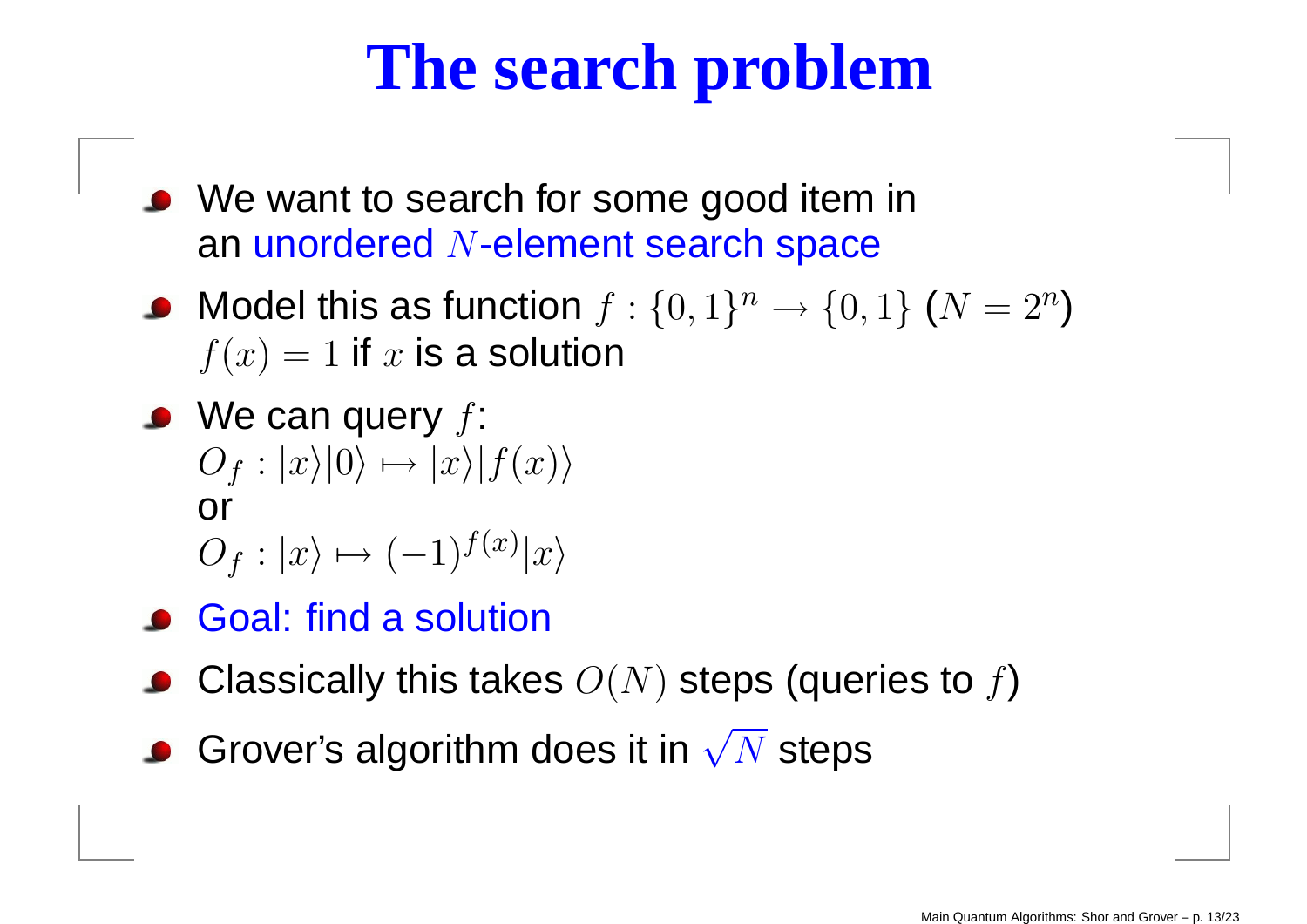# The search problem

- We want to search for some good item in an unordered $N$-element search space
- Model this as function $f : \{0,1\}^n \to \{0,1\}$ ($N = 2^n$)
  $f(x) = 1$ if $x$ is a solution
- We can query $f$:
  $O_f : |x\rangle|0\rangle \mapsto |x\rangle|f(x)\rangle$
  or
  $O_f : |x\rangle \mapsto (-1)^{f(x)}|x\rangle$
- Goal: find a solution
- Classically this takes $O(N)$ steps (queries to $f$)
- Grover's algorithm does it in $\sqrt{N}$ steps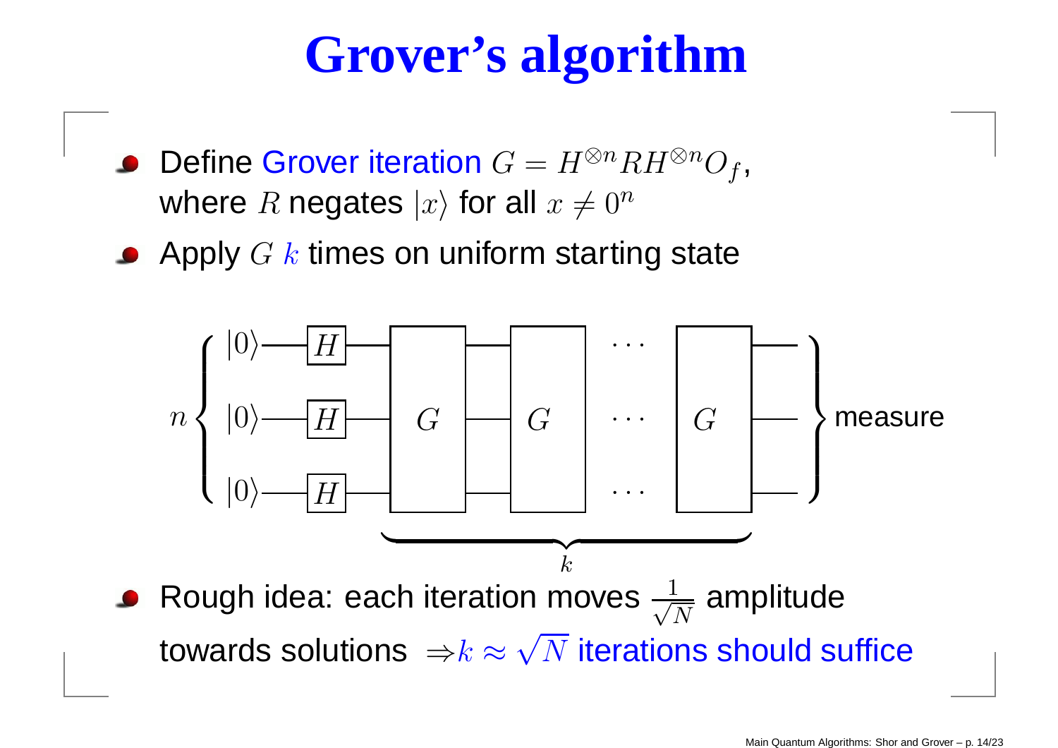# Grover's algorithm

- Define Grover iteration $G = H^{\otimes n} R H^{\otimes n} O_f$, where $R$ negates $|x\rangle$ for all $x \neq 0^n$
- Apply $G$ $k$ times on uniform starting state

- Rough idea: each iteration moves $\frac{1}{\sqrt{N}}$ amplitude towards solutions $\Rightarrow k \approx \sqrt{N}$ iterations should suffice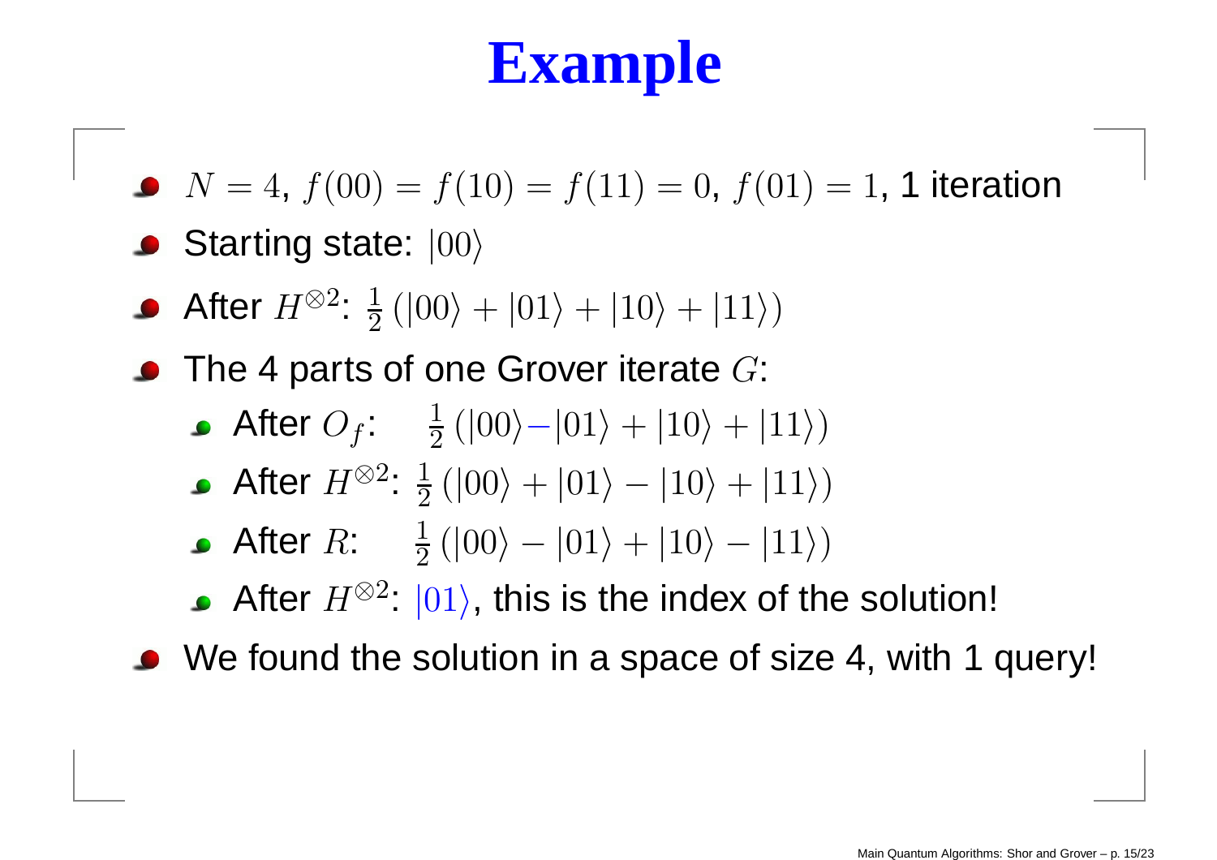# Example

- $N = 4$, $f(00) = f(10) = f(11) = 0$, $f(01) = 1$, 1 iteration
- Starting state: $|00\rangle$
- After $H^{\otimes 2}$: $\frac{1}{2}\left(|00\rangle + |01\rangle + |10\rangle + |11\rangle\right)$
- The 4 parts of one Grover iterate $G$:
  - After $O_f$: $\frac{1}{2}\left(|00\rangle - |01\rangle + |10\rangle + |11\rangle\right)$
  - After $H^{\otimes 2}$: $\frac{1}{2}\left(|00\rangle + |01\rangle - |10\rangle + |11\rangle\right)$
  - After $R$: $\frac{1}{2}\left(|00\rangle - |01\rangle + |10\rangle - |11\rangle\right)$
  - After $H^{\otimes 2}$: $|01\rangle$, this is the index of the solution!
- We found the solution in a space of size 4, with 1 query!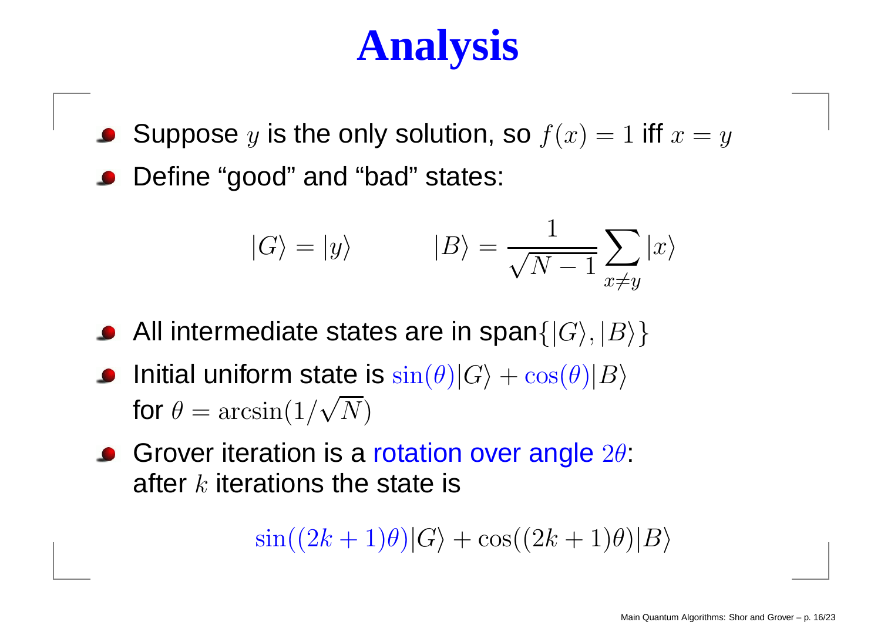# Analysis

- Suppose $y$ is the only solution, so $f(x) = 1$ iff $x = y$
- Define "good" and "bad" states:

$$|G\rangle = |y\rangle \qquad |B\rangle = \frac{1}{\sqrt{N-1}} \sum_{x \neq y} |x\rangle$$

- All intermediate states are in span$\{|G\rangle, |B\rangle\}$
- Initial uniform state is $\sin(\theta)|G\rangle + \cos(\theta)|B\rangle$ for $\theta = \arcsin(1/\sqrt{N})$
- Grover iteration is a rotation over angle $2\theta$: after $k$ iterations the state is

$$\sin((2k+1)\theta)|G\rangle + \cos((2k+1)\theta)|B\rangle$$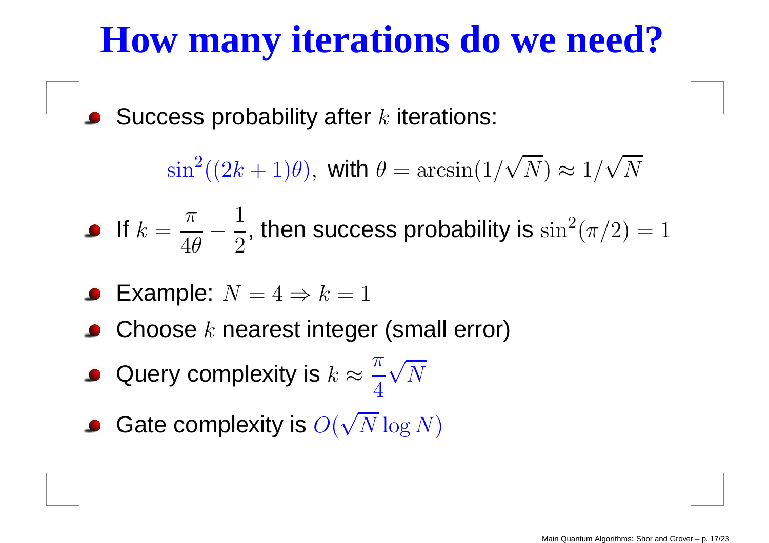# How many iterations do we need?

- Success probability after $k$ iterations:

$$\sin^2((2k+1)\theta), \text{ with } \theta = \arcsin(1/\sqrt{N}) \approx 1/\sqrt{N}$$

- If $k = \dfrac{\pi}{4\theta} - \dfrac{1}{2}$, then success probability is $\sin^2(\pi/2) = 1$
- Example: $N = 4 \Rightarrow k = 1$
- Choose $k$ nearest integer (small error)
- Query complexity is $k \approx \dfrac{\pi}{4}\sqrt{N}$
- Gate complexity is $O(\sqrt{N}\log N)$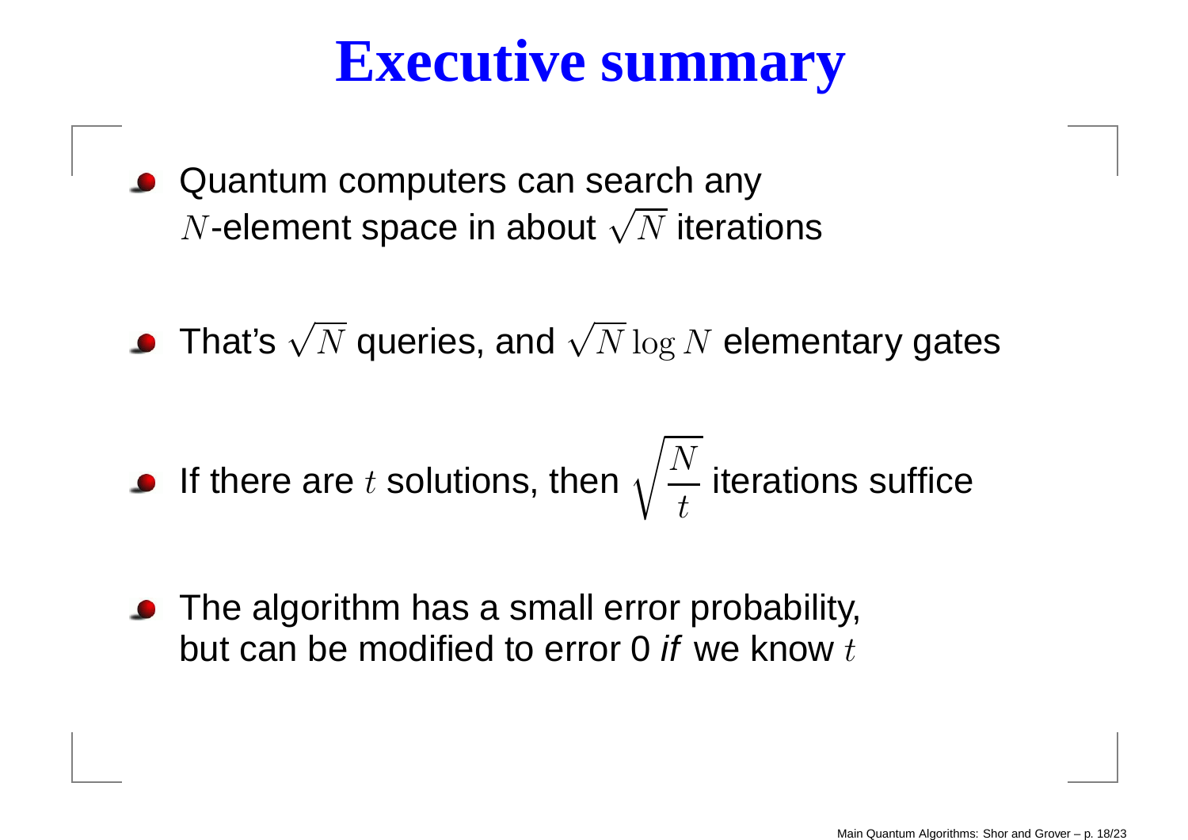# Executive summary

- Quantum computers can search any $N$-element space in about $\sqrt{N}$ iterations
- That's $\sqrt{N}$ queries, and $\sqrt{N}\log N$ elementary gates
- If there are $t$ solutions, then $\sqrt{\frac{N}{t}}$ iterations suffice
- The algorithm has a small error probability, but can be modified to error 0 *if* we know $t$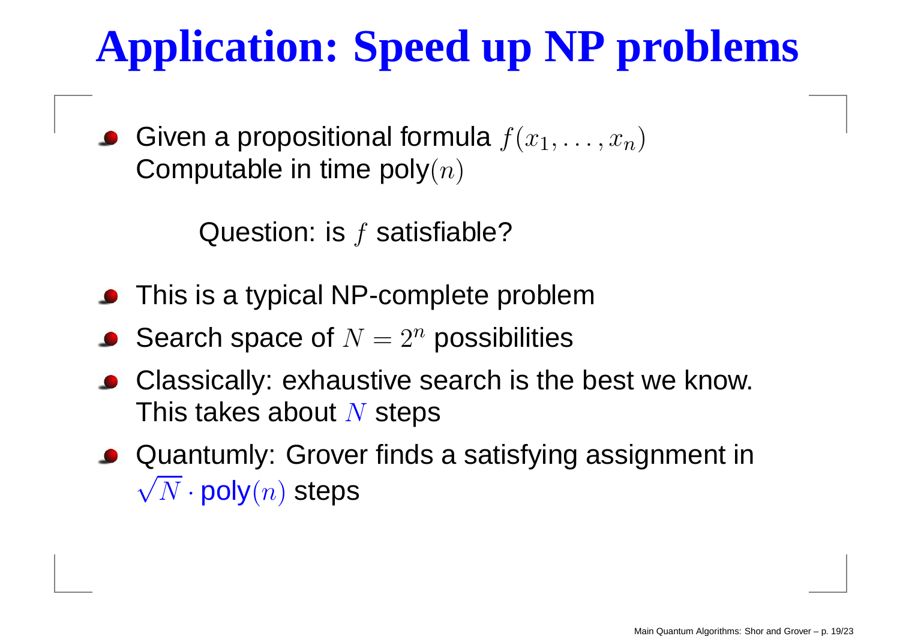# Application: Speed up NP problems

- Given a propositional formula $f(x_1, \ldots, x_n)$
  Computable in time poly$(n)$

  Question: is $f$ satisfiable?

- This is a typical NP-complete problem
- Search space of $N = 2^n$ possibilities
- Classically: exhaustive search is the best we know.
  This takes about $N$ steps
- Quantumly: Grover finds a satisfying assignment in
  $\sqrt{N} \cdot \text{poly}(n)$ steps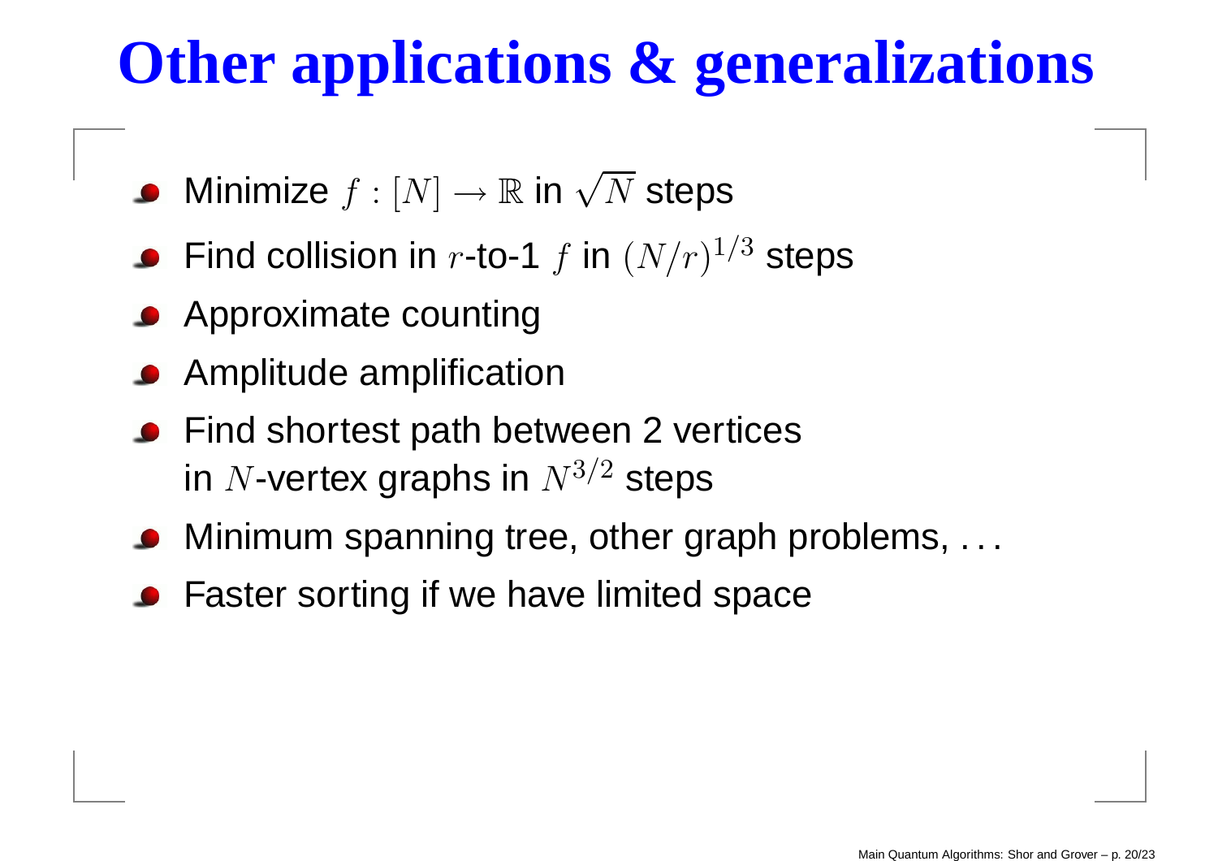# Other applications & generalizations

- Minimize $f : [N] \to \mathbb{R}$ in $\sqrt{N}$ steps
- Find collision in $r$-to-1 $f$ in $(N/r)^{1/3}$ steps
- Approximate counting
- Amplitude amplification
- Find shortest path between 2 vertices in $N$-vertex graphs in $N^{3/2}$ steps
- Minimum spanning tree, other graph problems, ...
- Faster sorting if we have limited space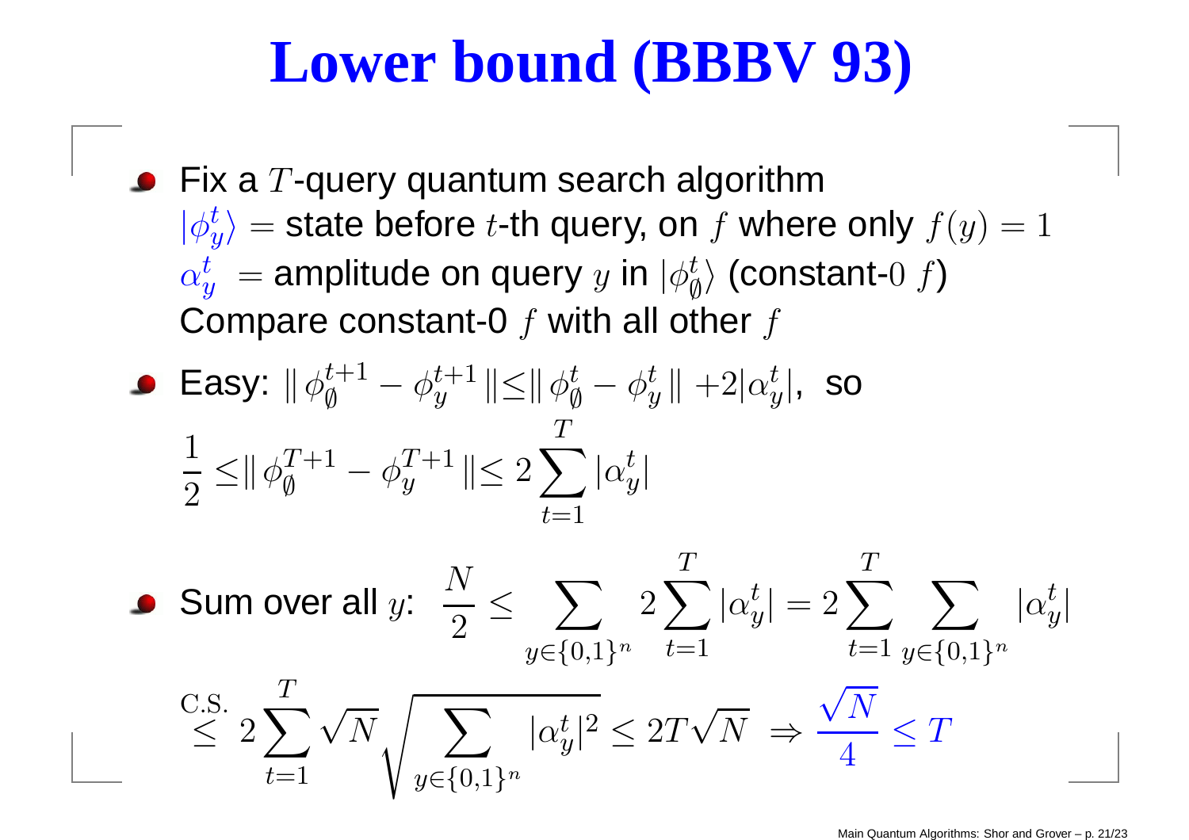# Lower bound (BBBV 93)

- Fix a $T$-query quantum search algorithm
  $|\phi_y^t\rangle$ = state before $t$-th query, on $f$ where only $f(y) = 1$
  $\alpha_y^t$ = amplitude on query $y$ in $|\phi_\emptyset^t\rangle$ (constant-$0$ $f$)
  Compare constant-0 $f$ with all other $f$

- Easy: $\| \phi_\emptyset^{t+1} - \phi_y^{t+1} \| \leq \| \phi_\emptyset^t - \phi_y^t \| + 2|\alpha_y^t|$, so

$$\frac{1}{2} \leq \| \phi_\emptyset^{T+1} - \phi_y^{T+1} \| \leq 2 \sum_{t=1}^{T} |\alpha_y^t|$$

- Sum over all $y$: $\displaystyle \frac{N}{2} \leq \sum_{y \in \{0,1\}^n} 2 \sum_{t=1}^{T} |\alpha_y^t| = 2 \sum_{t=1}^{T} \sum_{y \in \{0,1\}^n} |\alpha_y^t|$

$$\overset{\text{C.S.}}{\leq} 2 \sum_{t=1}^{T} \sqrt{N} \sqrt{\sum_{y \in \{0,1\}^n} |\alpha_y^t|^2} \leq 2T\sqrt{N} \Rightarrow \frac{\sqrt{N}}{4} \leq T$$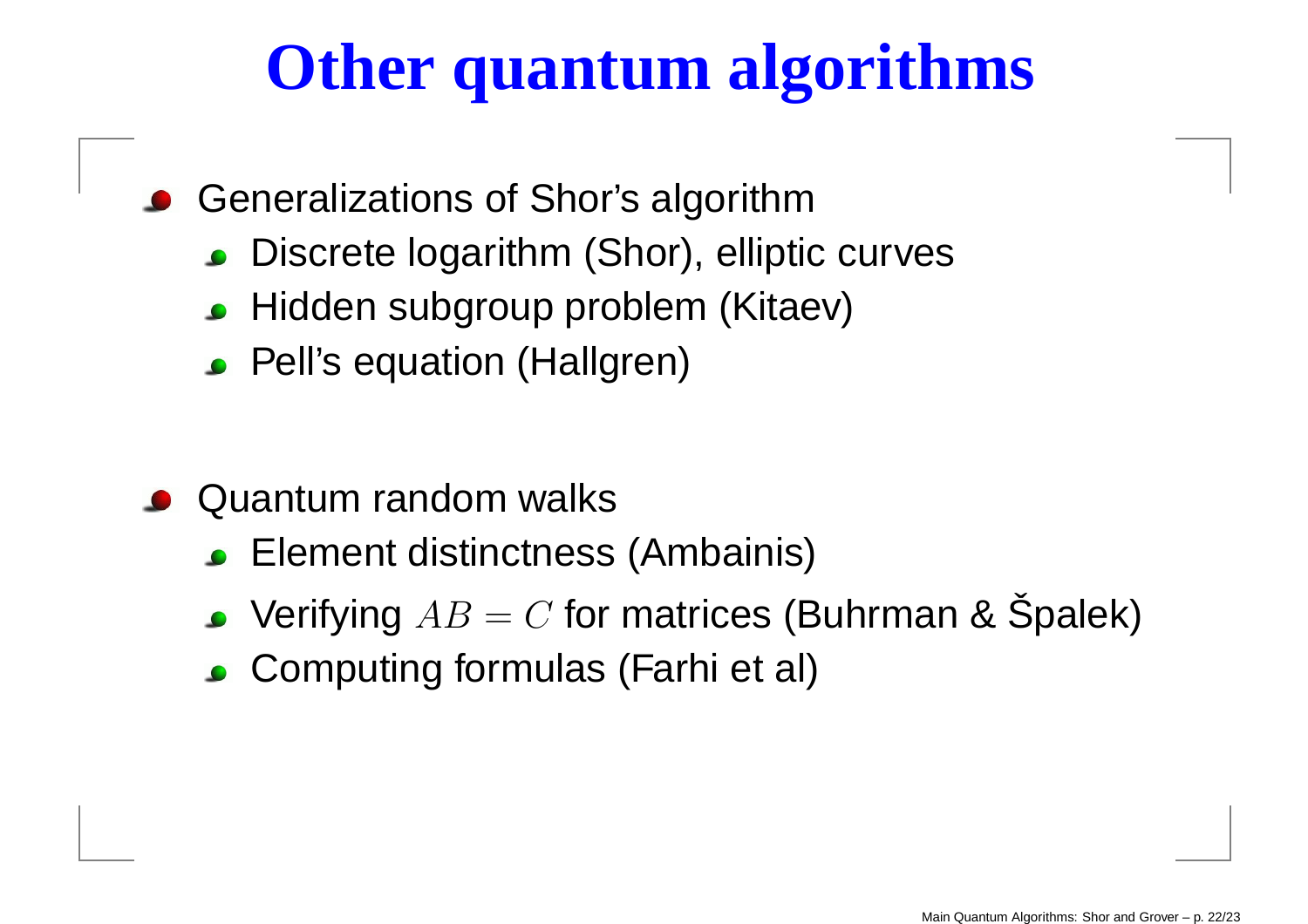# Other quantum algorithms

- Generalizations of Shor's algorithm
  - Discrete logarithm (Shor), elliptic curves
  - Hidden subgroup problem (Kitaev)
  - Pell's equation (Hallgren)
- Quantum random walks
  - Element distinctness (Ambainis)
  - Verifying $AB = C$ for matrices (Buhrman & Špalek)
  - Computing formulas (Farhi et al)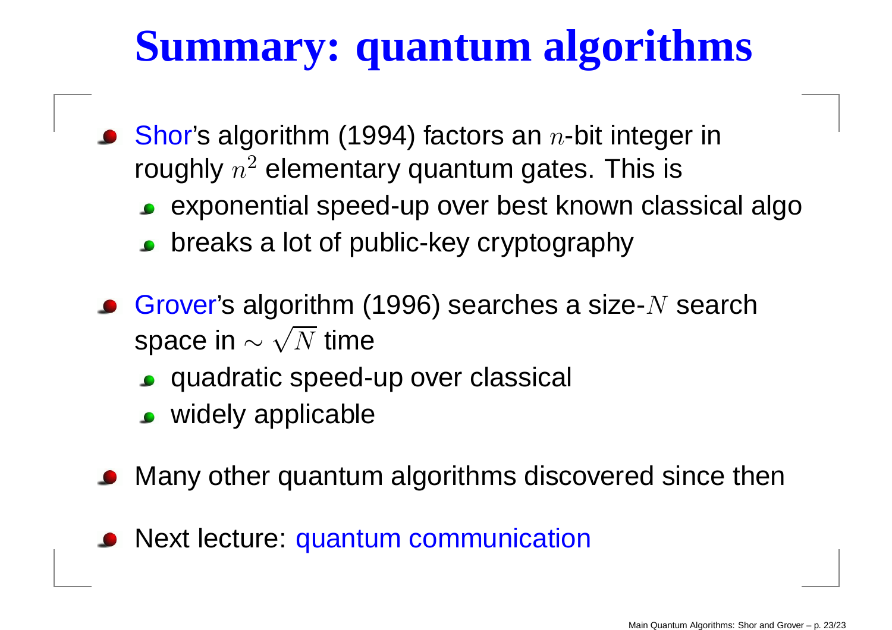# Summary: quantum algorithms

- Shor's algorithm (1994) factors an $n$-bit integer in roughly $n^2$ elementary quantum gates. This is
  - exponential speed-up over best known classical algo
  - breaks a lot of public-key cryptography
- Grover's algorithm (1996) searches a size-$N$ search space in $\sim \sqrt{N}$ time
  - quadratic speed-up over classical
  - widely applicable
- Many other quantum algorithms discovered since then
- Next lecture: quantum communication